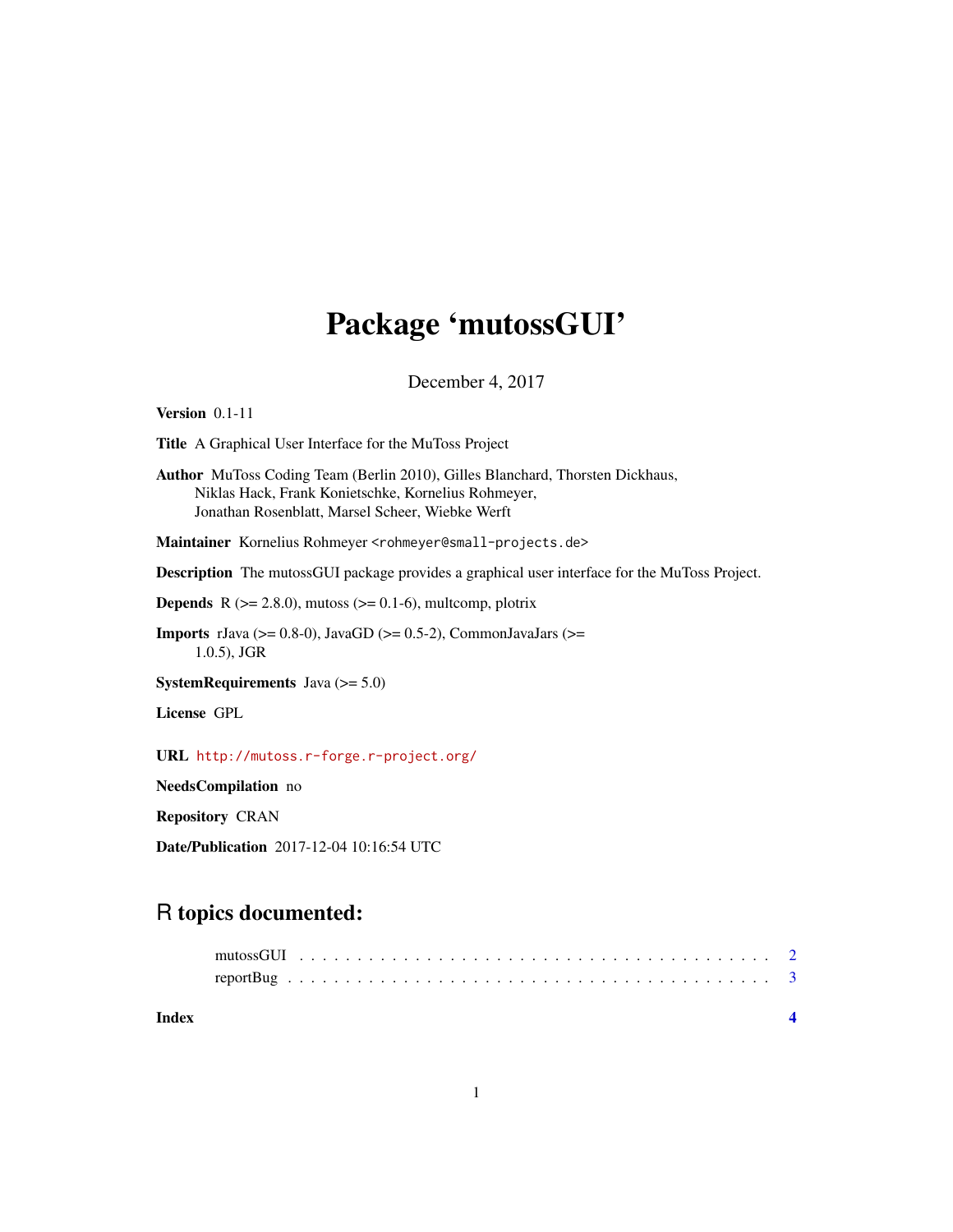# Package 'mutossGUI'

December 4, 2017

**Version** 0.1-11

**Title** A Graphical User Interface for the MuToss Project

**Author** MuToss Coding Team (Berlin 2010), Gilles Blanchard, Thorsten Dickhaus, Niklas Hack, Frank Konietschke, Kornelius Rohmeyer, Jonathan Rosenblatt, Marsel Scheer, Wiebke Werft

**Maintainer** Kornelius Rohmeyer <rohmeyer@small-projects.de>

**Description** The mutossGUI package provides a graphical user interface for the MuToss Project.

**Depends** R (>= 2.8.0), mutoss (>= 0.1-6), multcomp, plotrix

**Imports** rJava (>= 0.8-0), JavaGD (>= 0.5-2), CommonJavaJars (>= 1.0.5), JGR

**SystemRequirements** Java (>= 5.0)

**License** GPL

**URL** http://mutoss.r-forge.r-project.org/

**NeedsCompilation** no

**Repository** CRAN

**Date/Publication** 2017-12-04 10:16:54 UTC

## R topics documented:

mutossGUI . . . . . . . . . . . . . . . . . . . . . . . . . . . . . . . . . . . . . . . . 2
reportBug . . . . . . . . . . . . . . . . . . . . . . . . . . . . . . . . . . . . . . . . 3

**Index** 4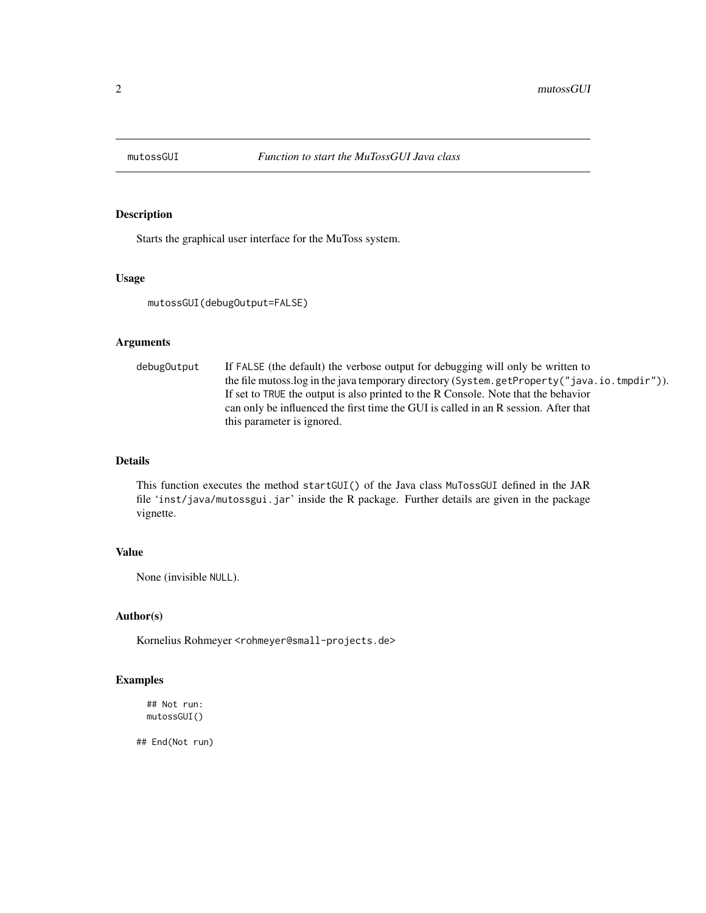# mutossGUI — *Function to start the MuTossGUI Java class*

## Description

Starts the graphical user interface for the MuToss system.

## Usage

```
mutossGUI(debugOutput=FALSE)
```

## Arguments

| | |
|---|---|
| `debugOutput` | If `FALSE` (the default) the verbose output for debugging will only be written to the file mutoss.log in the java temporary directory (`System.getProperty("java.io.tmpdir")`). If set to `TRUE` the output is also printed to the R Console. Note that the behavior can only be influenced the first time the GUI is called in an R session. After that this parameter is ignored. |

## Details

This function executes the method `startGUI()` of the Java class `MuTossGUI` defined in the JAR file '`inst/java/mutossgui.jar`' inside the R package. Further details are given in the package vignette.

## Value

None (invisible `NULL`).

## Author(s)

Kornelius Rohmeyer <`rohmeyer@small-projects.de`>

## Examples

```
  ## Not run:
  mutossGUI()

## End(Not run)
```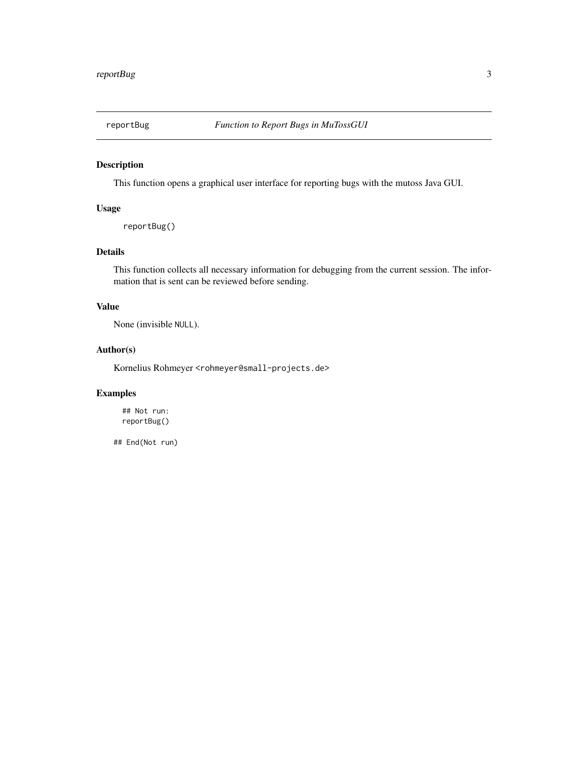reportBug — *Function to Report Bugs in MuTossGUI*

## Description

This function opens a graphical user interface for reporting bugs with the mutoss Java GUI.

## Usage

```
reportBug()
```

## Details

This function collects all necessary information for debugging from the current session. The information that is sent can be reviewed before sending.

## Value

None (invisible `NULL`).

## Author(s)

Kornelius Rohmeyer <rohmeyer@small-projects.de>

## Examples

```
## Not run:
reportBug()

## End(Not run)
```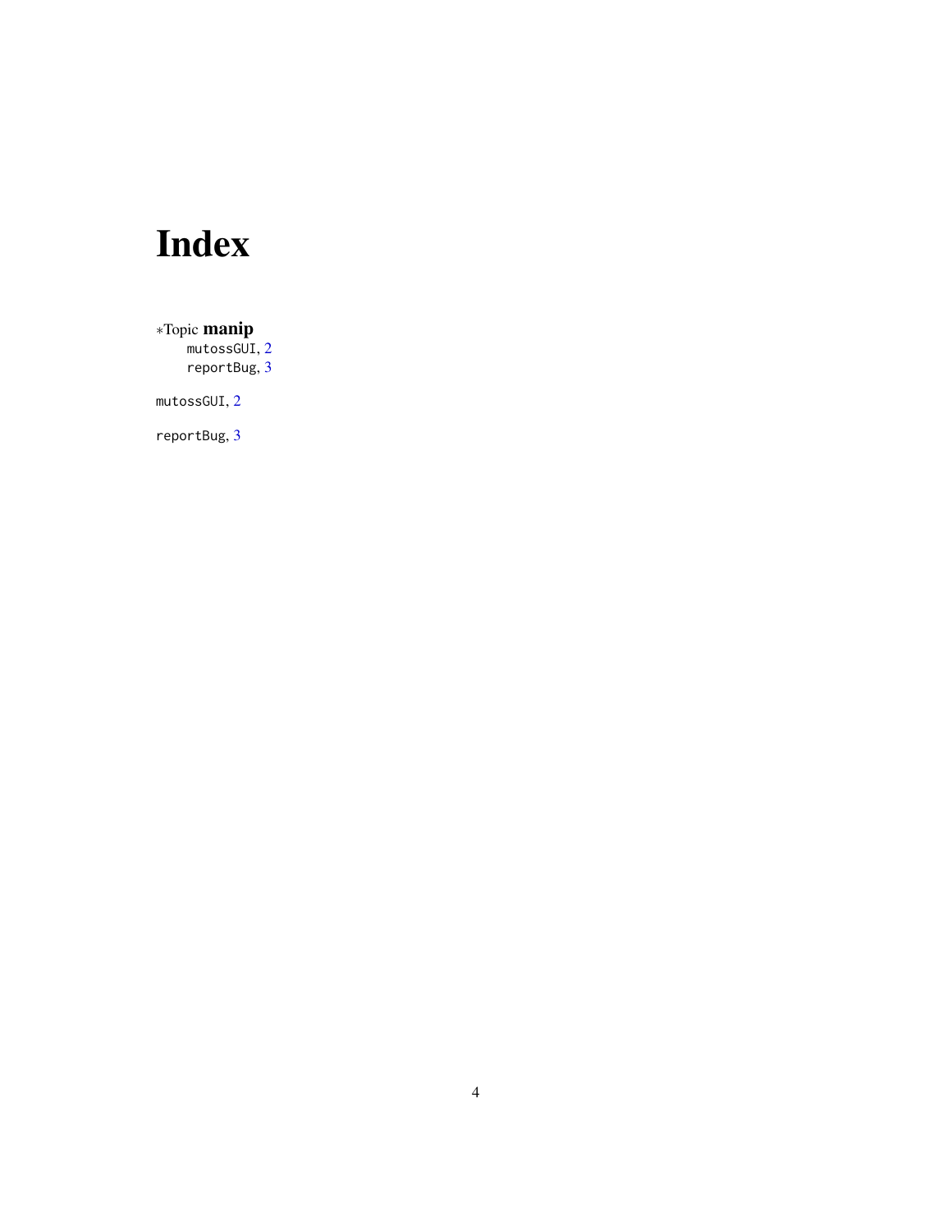# Index

∗Topic **manip**
    mutossGUI, 2
    reportBug, 3

mutossGUI, 2

reportBug, 3